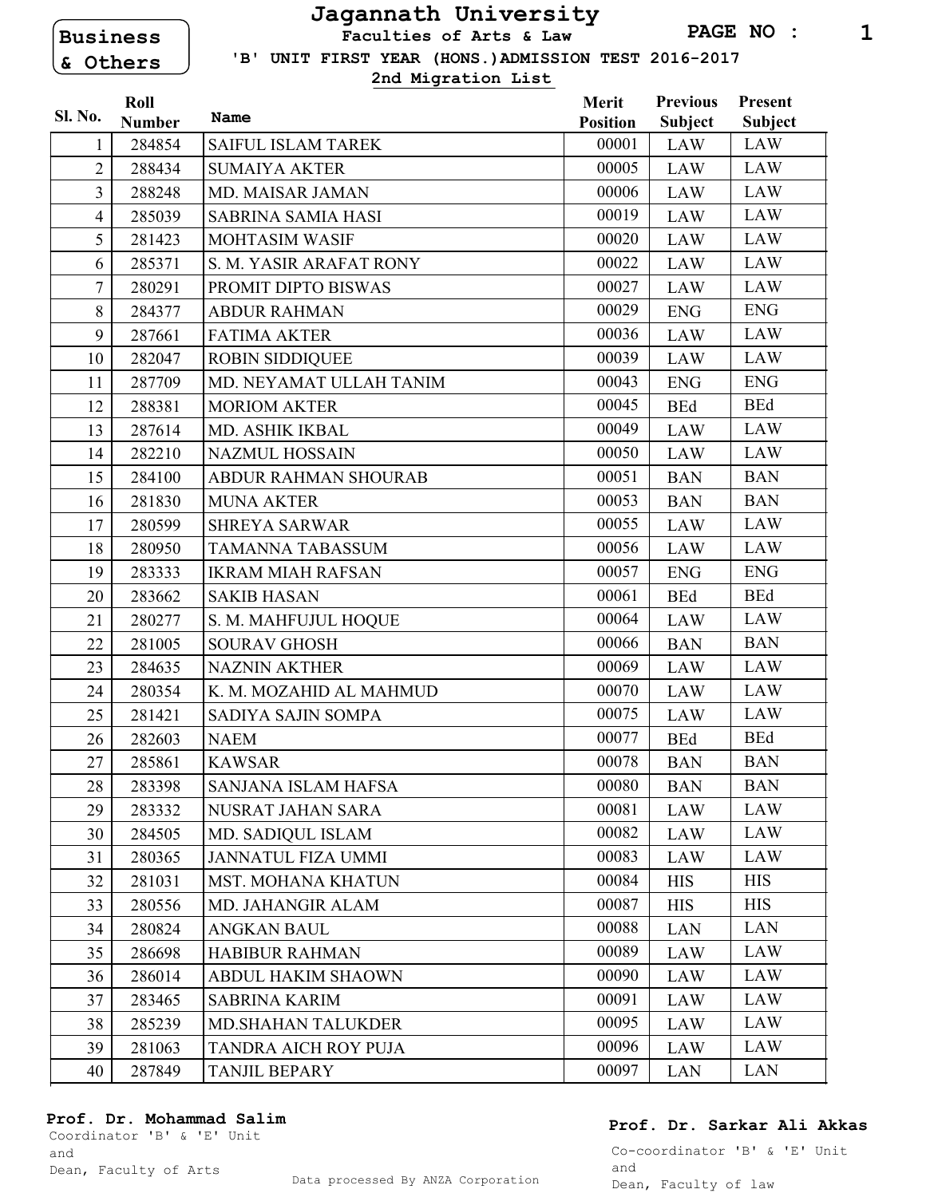Business & Others

# Jagannath University

**Faculties of Arts & Law**

**'B' UNIT FIRST YEAR (HONS.)ADMISSION TEST 2016-2017**

**2nd Migration List**

| Sl. No. | Roll Number | Name | Merit Position | Previous Subject | Present Subject |
|---|---|---|---|---|---|
| 1 | 284854 | SAIFUL ISLAM TAREK | 00001 | LAW | LAW |
| 2 | 288434 | SUMAIYA AKTER | 00005 | LAW | LAW |
| 3 | 288248 | MD. MAISAR JAMAN | 00006 | LAW | LAW |
| 4 | 285039 | SABRINA SAMIA HASI | 00019 | LAW | LAW |
| 5 | 281423 | MOHTASIM WASIF | 00020 | LAW | LAW |
| 6 | 285371 | S. M. YASIR ARAFAT RONY | 00022 | LAW | LAW |
| 7 | 280291 | PROMIT DIPTO BISWAS | 00027 | LAW | LAW |
| 8 | 284377 | ABDUR RAHMAN | 00029 | ENG | ENG |
| 9 | 287661 | FATIMA AKTER | 00036 | LAW | LAW |
| 10 | 282047 | ROBIN SIDDIQUEE | 00039 | LAW | LAW |
| 11 | 287709 | MD. NEYAMAT ULLAH TANIM | 00043 | ENG | ENG |
| 12 | 288381 | MORIOM AKTER | 00045 | BEd | BEd |
| 13 | 287614 | MD. ASHIK IKBAL | 00049 | LAW | LAW |
| 14 | 282210 | NAZMUL HOSSAIN | 00050 | LAW | LAW |
| 15 | 284100 | ABDUR RAHMAN SHOURAB | 00051 | BAN | BAN |
| 16 | 281830 | MUNA AKTER | 00053 | BAN | BAN |
| 17 | 280599 | SHREYA SARWAR | 00055 | LAW | LAW |
| 18 | 280950 | TAMANNA TABASSUM | 00056 | LAW | LAW |
| 19 | 283333 | IKRAM MIAH RAFSAN | 00057 | ENG | ENG |
| 20 | 283662 | SAKIB HASAN | 00061 | BEd | BEd |
| 21 | 280277 | S. M. MAHFUJUL HOQUE | 00064 | LAW | LAW |
| 22 | 281005 | SOURAV GHOSH | 00066 | BAN | BAN |
| 23 | 284635 | NAZNIN AKTHER | 00069 | LAW | LAW |
| 24 | 280354 | K. M. MOZAHID AL MAHMUD | 00070 | LAW | LAW |
| 25 | 281421 | SADIYA SAJIN SOMPA | 00075 | LAW | LAW |
| 26 | 282603 | NAEM | 00077 | BEd | BEd |
| 27 | 285861 | KAWSAR | 00078 | BAN | BAN |
| 28 | 283398 | SANJANA ISLAM HAFSA | 00080 | BAN | BAN |
| 29 | 283332 | NUSRAT JAHAN SARA | 00081 | LAW | LAW |
| 30 | 284505 | MD. SADIQUL ISLAM | 00082 | LAW | LAW |
| 31 | 280365 | JANNATUL FIZA UMMI | 00083 | LAW | LAW |
| 32 | 281031 | MST. MOHANA KHATUN | 00084 | HIS | HIS |
| 33 | 280556 | MD. JAHANGIR ALAM | 00087 | HIS | HIS |
| 34 | 280824 | ANGKAN BAUL | 00088 | LAN | LAN |
| 35 | 286698 | HABIBUR RAHMAN | 00089 | LAW | LAW |
| 36 | 286014 | ABDUL HAKIM SHAOWN | 00090 | LAW | LAW |
| 37 | 283465 | SABRINA KARIM | 00091 | LAW | LAW |
| 38 | 285239 | MD.SHAHAN TALUKDER | 00095 | LAW | LAW |
| 39 | 281063 | TANDRA AICH ROY PUJA | 00096 | LAW | LAW |
| 40 | 287849 | TANJIL BEPARY | 00097 | LAN | LAN |

**Prof. Dr. Mohammad Salim**
Coordinator 'B' & 'E' Unit
and
Dean, Faculty of Arts

**Prof. Dr. Sarkar Ali Akkas**
Co-coordinator 'B' & 'E' Unit
and
Dean, Faculty of law

Data processed By ANZA Corporation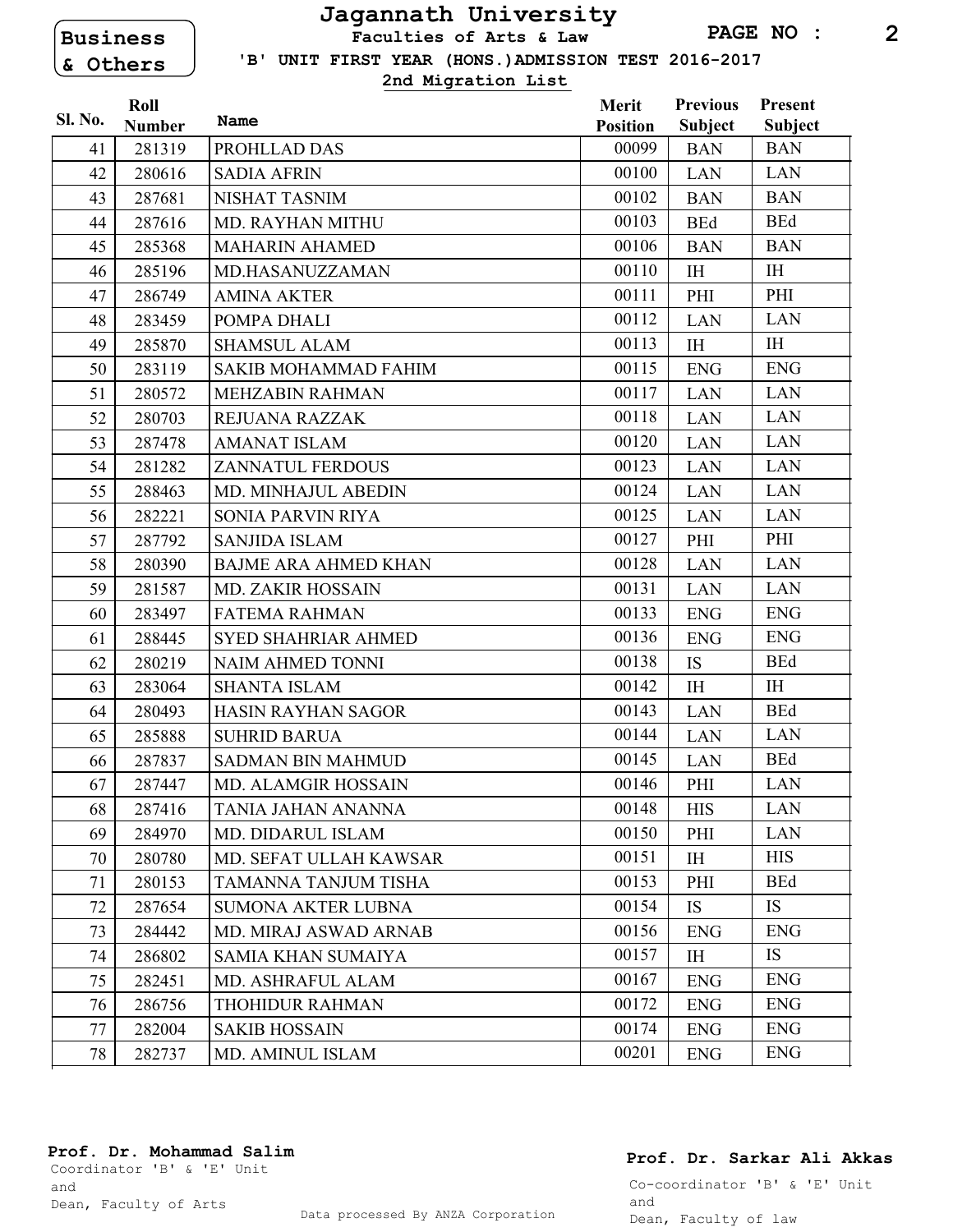Business & Others

# Jagannath University

**Faculties of Arts & Law**

**'B' UNIT FIRST YEAR (HONS.)ADMISSION TEST 2016-2017**

**2nd Migration List**

| Sl. No. | Roll Number | Name | Merit Position | Previous Subject | Present Subject |
|---|---|---|---|---|---|
| 41 | 281319 | PROHLLAD DAS | 00099 | BAN | BAN |
| 42 | 280616 | SADIA AFRIN | 00100 | LAN | LAN |
| 43 | 287681 | NISHAT TASNIM | 00102 | BAN | BAN |
| 44 | 287616 | MD. RAYHAN MITHU | 00103 | BEd | BEd |
| 45 | 285368 | MAHARIN AHAMED | 00106 | BAN | BAN |
| 46 | 285196 | MD.HASANUZZAMAN | 00110 | IH | IH |
| 47 | 286749 | AMINA AKTER | 00111 | PHI | PHI |
| 48 | 283459 | POMPA DHALI | 00112 | LAN | LAN |
| 49 | 285870 | SHAMSUL ALAM | 00113 | IH | IH |
| 50 | 283119 | SAKIB MOHAMMAD FAHIM | 00115 | ENG | ENG |
| 51 | 280572 | MEHZABIN RAHMAN | 00117 | LAN | LAN |
| 52 | 280703 | REJUANA RAZZAK | 00118 | LAN | LAN |
| 53 | 287478 | AMANAT ISLAM | 00120 | LAN | LAN |
| 54 | 281282 | ZANNATUL FERDOUS | 00123 | LAN | LAN |
| 55 | 288463 | MD. MINHAJUL ABEDIN | 00124 | LAN | LAN |
| 56 | 282221 | SONIA PARVIN RIYA | 00125 | LAN | LAN |
| 57 | 287792 | SANJIDA ISLAM | 00127 | PHI | PHI |
| 58 | 280390 | BAJME ARA AHMED KHAN | 00128 | LAN | LAN |
| 59 | 281587 | MD. ZAKIR HOSSAIN | 00131 | LAN | LAN |
| 60 | 283497 | FATEMA RAHMAN | 00133 | ENG | ENG |
| 61 | 288445 | SYED SHAHRIAR AHMED | 00136 | ENG | ENG |
| 62 | 280219 | NAIM AHMED TONNI | 00138 | IS | BEd |
| 63 | 283064 | SHANTA ISLAM | 00142 | IH | IH |
| 64 | 280493 | HASIN RAYHAN SAGOR | 00143 | LAN | BEd |
| 65 | 285888 | SUHRID BARUA | 00144 | LAN | LAN |
| 66 | 287837 | SADMAN BIN MAHMUD | 00145 | LAN | BEd |
| 67 | 287447 | MD. ALAMGIR HOSSAIN | 00146 | PHI | LAN |
| 68 | 287416 | TANIA JAHAN ANANNA | 00148 | HIS | LAN |
| 69 | 284970 | MD. DIDARUL ISLAM | 00150 | PHI | LAN |
| 70 | 280780 | MD. SEFAT ULLAH KAWSAR | 00151 | IH | HIS |
| 71 | 280153 | TAMANNA TANJUM TISHA | 00153 | PHI | BEd |
| 72 | 287654 | SUMONA AKTER LUBNA | 00154 | IS | IS |
| 73 | 284442 | MD. MIRAJ ASWAD ARNAB | 00156 | ENG | ENG |
| 74 | 286802 | SAMIA KHAN SUMAIYA | 00157 | IH | IS |
| 75 | 282451 | MD. ASHRAFUL ALAM | 00167 | ENG | ENG |
| 76 | 286756 | THOHIDUR RAHMAN | 00172 | ENG | ENG |
| 77 | 282004 | SAKIB HOSSAIN | 00174 | ENG | ENG |
| 78 | 282737 | MD. AMINUL ISLAM | 00201 | ENG | ENG |

**Prof. Dr. Mohammad Salim**
Coordinator 'B' & 'E' Unit
and
Dean, Faculty of Arts

**Prof. Dr. Sarkar Ali Akkas**
Co-coordinator 'B' & 'E' Unit
and
Dean, Faculty of law

Data processed By ANZA Corporation